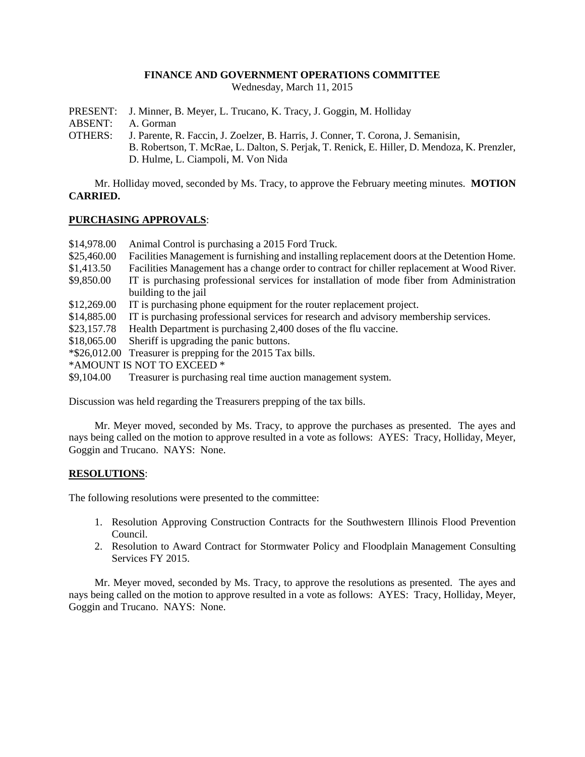**FINANCE AND GOVERNMENT OPERATIONS COMMITTEE**
Wednesday, March 11, 2015

PRESENT: J. Minner, B. Meyer, L. Trucano, K. Tracy, J. Goggin, M. Holliday
ABSENT: A. Gorman
OTHERS: J. Parente, R. Faccin, J. Zoelzer, B. Harris, J. Conner, T. Corona, J. Semanisin, B. Robertson, T. McRae, L. Dalton, S. Perjak, T. Renick, E. Hiller, D. Mendoza, K. Prenzler, D. Hulme, L. Ciampoli, M. Von Nida

Mr. Holliday moved, seconded by Ms. Tracy, to approve the February meeting minutes. **MOTION CARRIED.**

## PURCHASING APPROVALS:

$14,978.00 Animal Control is purchasing a 2015 Ford Truck.
$25,460.00 Facilities Management is furnishing and installing replacement doors at the Detention Home.
$1,413.50 Facilities Management has a change order to contract for chiller replacement at Wood River.
$9,850.00 IT is purchasing professional services for installation of mode fiber from Administration building to the jail
$12,269.00 IT is purchasing phone equipment for the router replacement project.
$14,885.00 IT is purchasing professional services for research and advisory membership services.
$23,157.78 Health Department is purchasing 2,400 doses of the flu vaccine.
$18,065.00 Sheriff is upgrading the panic buttons.
*$26,012.00 Treasurer is prepping for the 2015 Tax bills.
*AMOUNT IS NOT TO EXCEED *
$9,104.00 Treasurer is purchasing real time auction management system.

Discussion was held regarding the Treasurers prepping of the tax bills.

Mr. Meyer moved, seconded by Ms. Tracy, to approve the purchases as presented. The ayes and nays being called on the motion to approve resulted in a vote as follows: AYES: Tracy, Holliday, Meyer, Goggin and Trucano. NAYS: None.

## RESOLUTIONS:

The following resolutions were presented to the committee:

1. Resolution Approving Construction Contracts for the Southwestern Illinois Flood Prevention Council.
2. Resolution to Award Contract for Stormwater Policy and Floodplain Management Consulting Services FY 2015.

Mr. Meyer moved, seconded by Ms. Tracy, to approve the resolutions as presented. The ayes and nays being called on the motion to approve resulted in a vote as follows: AYES: Tracy, Holliday, Meyer, Goggin and Trucano. NAYS: None.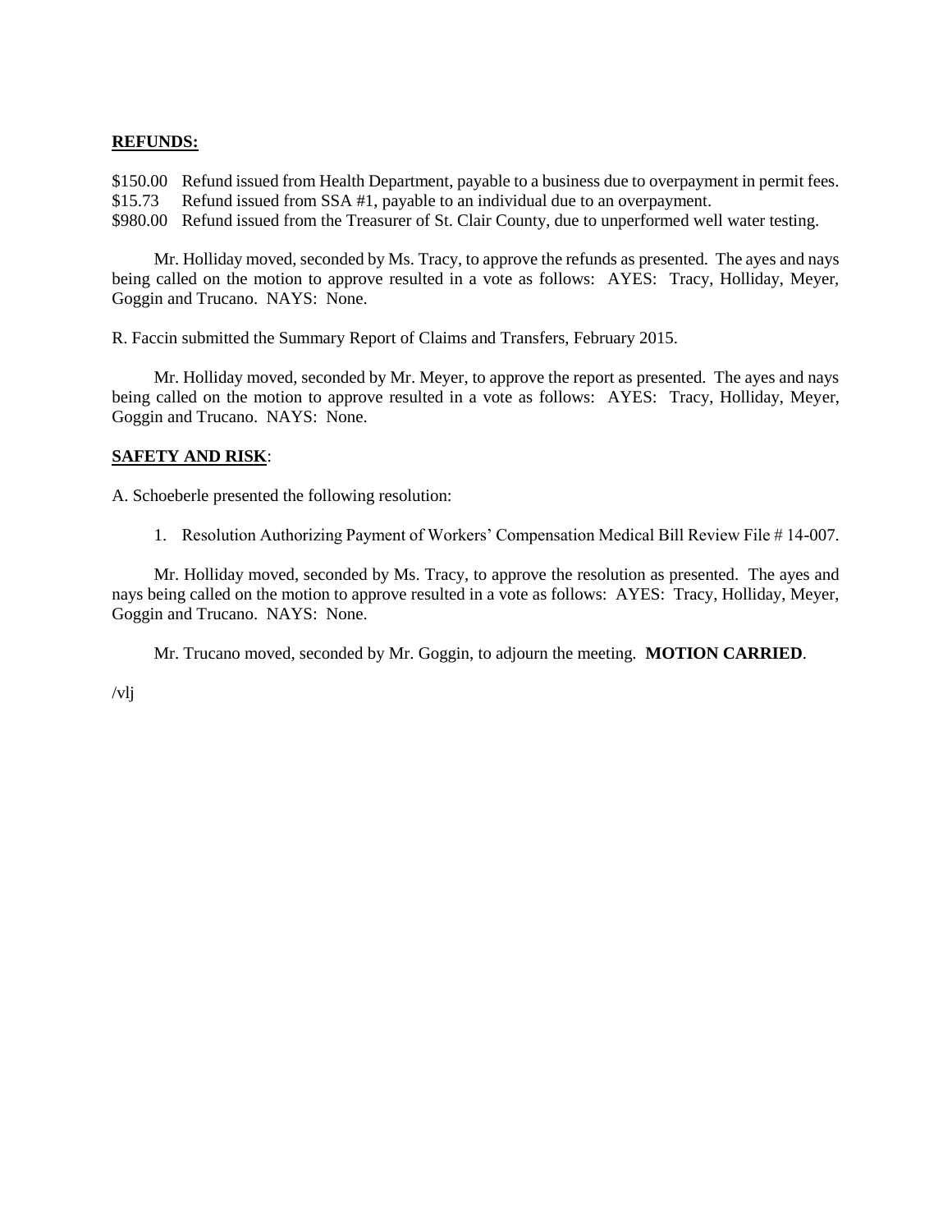**REFUNDS:**

$150.00 Refund issued from Health Department, payable to a business due to overpayment in permit fees.
$15.73 Refund issued from SSA #1, payable to an individual due to an overpayment.
$980.00 Refund issued from the Treasurer of St. Clair County, due to unperformed well water testing.

Mr. Holliday moved, seconded by Ms. Tracy, to approve the refunds as presented. The ayes and nays being called on the motion to approve resulted in a vote as follows: AYES: Tracy, Holliday, Meyer, Goggin and Trucano. NAYS: None.

R. Faccin submitted the Summary Report of Claims and Transfers, February 2015.

Mr. Holliday moved, seconded by Mr. Meyer, to approve the report as presented. The ayes and nays being called on the motion to approve resulted in a vote as follows: AYES: Tracy, Holliday, Meyer, Goggin and Trucano. NAYS: None.

**SAFETY AND RISK**:

A. Schoeberle presented the following resolution:

1. Resolution Authorizing Payment of Workers' Compensation Medical Bill Review File # 14-007.

Mr. Holliday moved, seconded by Ms. Tracy, to approve the resolution as presented. The ayes and nays being called on the motion to approve resulted in a vote as follows: AYES: Tracy, Holliday, Meyer, Goggin and Trucano. NAYS: None.

Mr. Trucano moved, seconded by Mr. Goggin, to adjourn the meeting. **MOTION CARRIED**.

/vlj